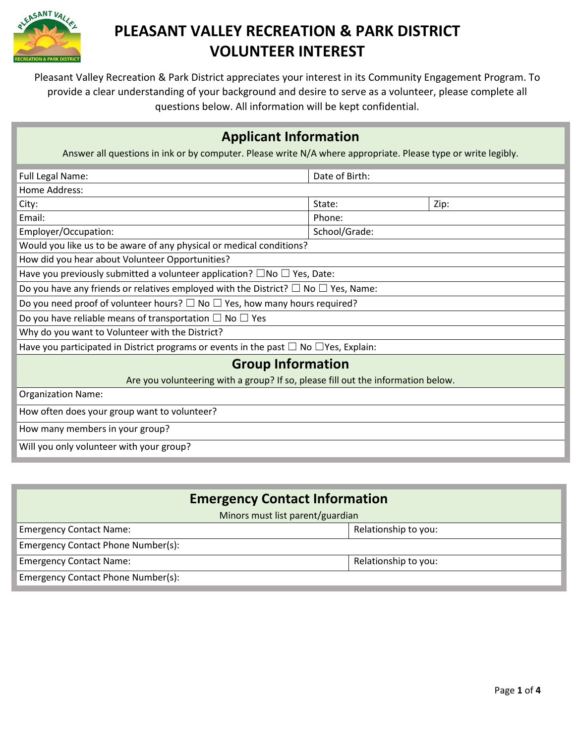# PLEASANT VALLEY RECREATION & PARK DISTRICT VOLUNTEER INTEREST

Pleasant Valley Recreation & Park District appreciates your interest in its Community Engagement Program. To provide a clear understanding of your background and desire to serve as a volunteer, please complete all questions below. All information will be kept confidential.

## Applicant Information

Answer all questions in ink or by computer. Please write N/A where appropriate. Please type or write legibly.

| | | |
|---|---|---|
| Full Legal Name: | Date of Birth: | |
| Home Address: | | |
| City: | State: | Zip: |
| Email: | Phone: | |
| Employer/Occupation: | School/Grade: | |
| Would you like us to be aware of any physical or medical conditions? | | |
| How did you hear about Volunteer Opportunities? | | |
| Have you previously submitted a volunteer application? ☐No ☐ Yes, Date: | | |
| Do you have any friends or relatives employed with the District? ☐ No ☐ Yes, Name: | | |
| Do you need proof of volunteer hours? ☐ No ☐ Yes, how many hours required? | | |
| Do you have reliable means of transportation ☐ No ☐ Yes | | |
| Why do you want to Volunteer with the District? | | |
| Have you participated in District programs or events in the past ☐ No ☐Yes, Explain: | | |

## Group Information

Are you volunteering with a group? If so, please fill out the information below.

| |
|---|
| Organization Name: |
| How often does your group want to volunteer? |
| How many members in your group? |
| Will you only volunteer with your group? |

## Emergency Contact Information

Minors must list parent/guardian

| | |
|---|---|
| Emergency Contact Name: | Relationship to you: |
| Emergency Contact Phone Number(s): | |
| Emergency Contact Name: | Relationship to you: |
| Emergency Contact Phone Number(s): | |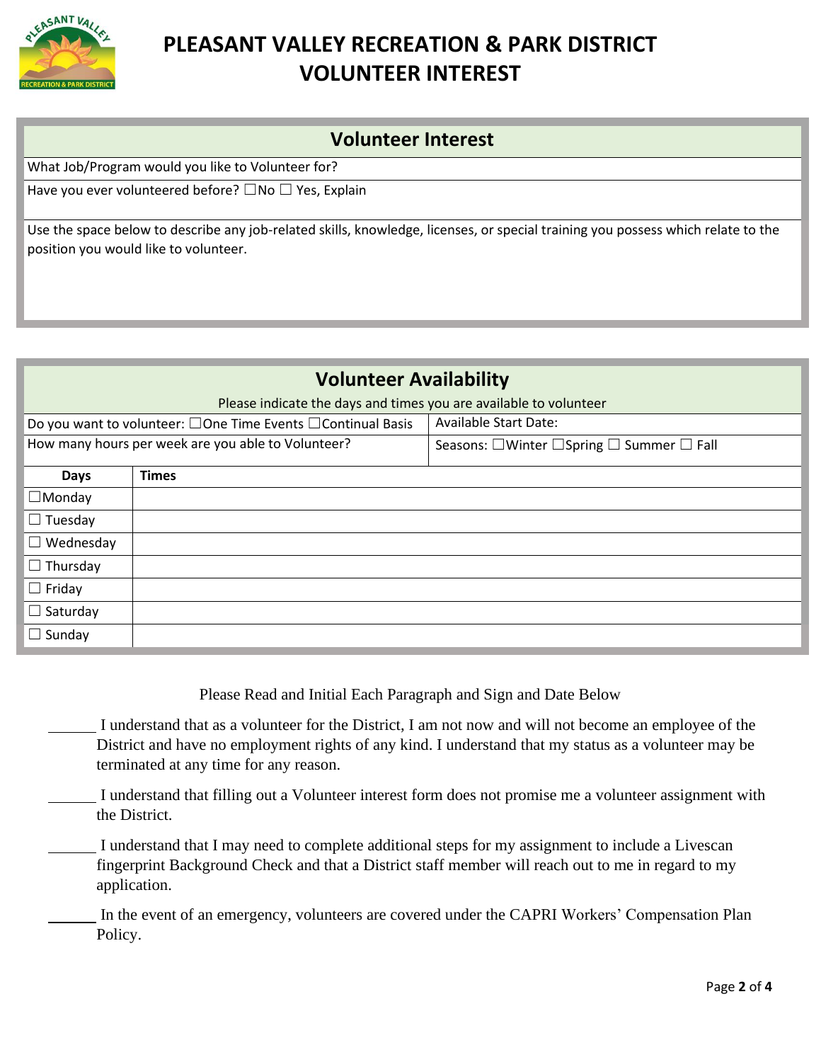# PLEASANT VALLEY RECREATION & PARK DISTRICT
# VOLUNTEER INTEREST

## Volunteer Interest

What Job/Program would you like to Volunteer for?

Have you ever volunteered before? ☐No ☐ Yes, Explain

Use the space below to describe any job-related skills, knowledge, licenses, or special training you possess which relate to the position you would like to volunteer.

## Volunteer Availability

Please indicate the days and times you are available to volunteer

| | |
|---|---|
| Do you want to volunteer: ☐One Time Events ☐Continual Basis | Available Start Date: |
| How many hours per week are you able to Volunteer? | Seasons: ☐Winter ☐Spring ☐ Summer ☐ Fall |

| Days | Times |
|---|---|
| ☐Monday | |
| ☐ Tuesday | |
| ☐ Wednesday | |
| ☐ Thursday | |
| ☐ Friday | |
| ☐ Saturday | |
| ☐ Sunday | |

Please Read and Initial Each Paragraph and Sign and Date Below

______ I understand that as a volunteer for the District, I am not now and will not become an employee of the District and have no employment rights of any kind. I understand that my status as a volunteer may be terminated at any time for any reason.

______ I understand that filling out a Volunteer interest form does not promise me a volunteer assignment with the District.

______ I understand that I may need to complete additional steps for my assignment to include a Livescan fingerprint Background Check and that a District staff member will reach out to me in regard to my application.

______ In the event of an emergency, volunteers are covered under the CAPRI Workers' Compensation Plan Policy.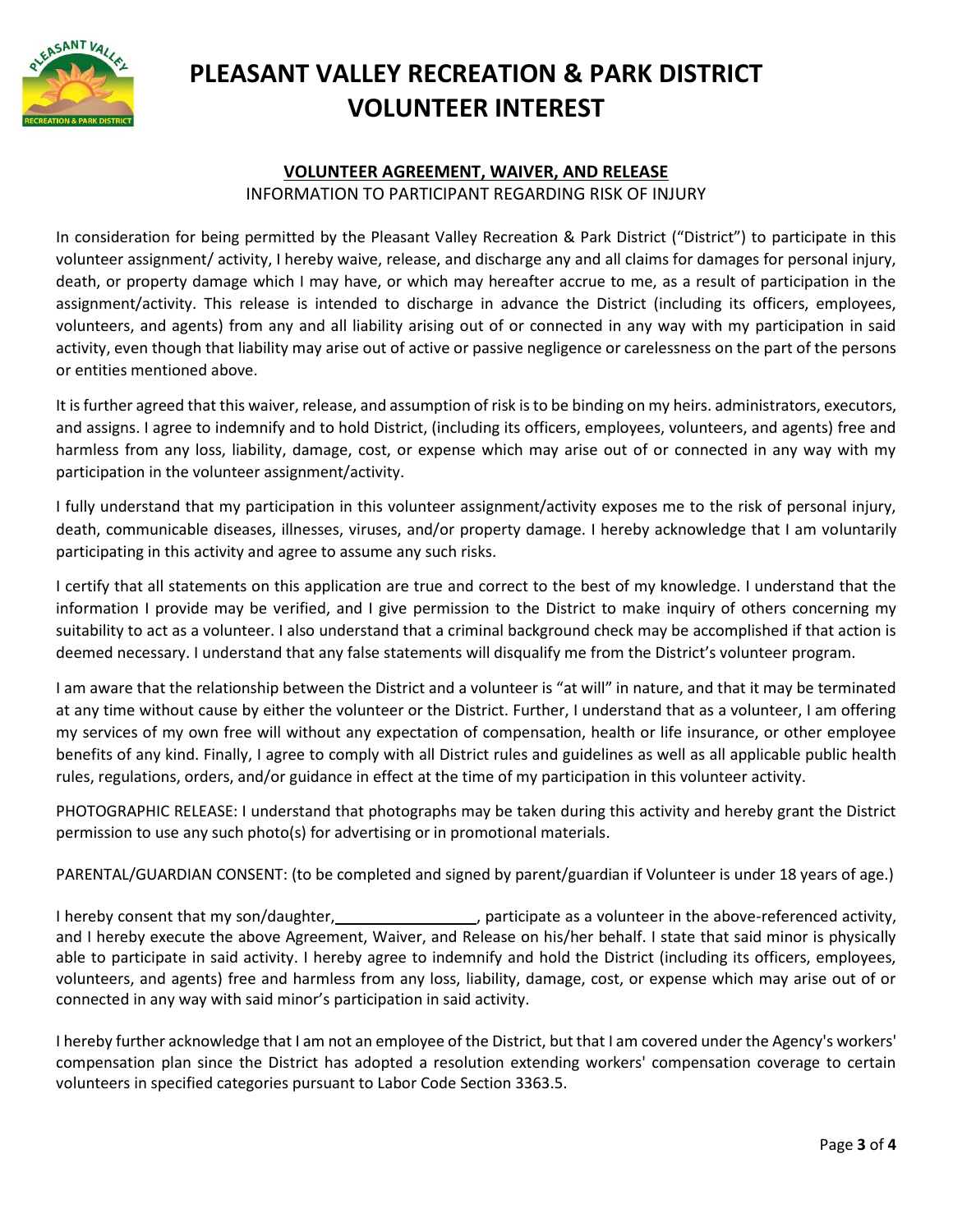# PLEASANT VALLEY RECREATION & PARK DISTRICT VOLUNTEER INTEREST

## VOLUNTEER AGREEMENT, WAIVER, AND RELEASE

INFORMATION TO PARTICIPANT REGARDING RISK OF INJURY

In consideration for being permitted by the Pleasant Valley Recreation & Park District ("District") to participate in this volunteer assignment/ activity, I hereby waive, release, and discharge any and all claims for damages for personal injury, death, or property damage which I may have, or which may hereafter accrue to me, as a result of participation in the assignment/activity. This release is intended to discharge in advance the District (including its officers, employees, volunteers, and agents) from any and all liability arising out of or connected in any way with my participation in said activity, even though that liability may arise out of active or passive negligence or carelessness on the part of the persons or entities mentioned above.

It is further agreed that this waiver, release, and assumption of risk is to be binding on my heirs. administrators, executors, and assigns. I agree to indemnify and to hold District, (including its officers, employees, volunteers, and agents) free and harmless from any loss, liability, damage, cost, or expense which may arise out of or connected in any way with my participation in the volunteer assignment/activity.

I fully understand that my participation in this volunteer assignment/activity exposes me to the risk of personal injury, death, communicable diseases, illnesses, viruses, and/or property damage. I hereby acknowledge that I am voluntarily participating in this activity and agree to assume any such risks.

I certify that all statements on this application are true and correct to the best of my knowledge. I understand that the information I provide may be verified, and I give permission to the District to make inquiry of others concerning my suitability to act as a volunteer. I also understand that a criminal background check may be accomplished if that action is deemed necessary. I understand that any false statements will disqualify me from the District's volunteer program.

I am aware that the relationship between the District and a volunteer is "at will" in nature, and that it may be terminated at any time without cause by either the volunteer or the District. Further, I understand that as a volunteer, I am offering my services of my own free will without any expectation of compensation, health or life insurance, or other employee benefits of any kind. Finally, I agree to comply with all District rules and guidelines as well as all applicable public health rules, regulations, orders, and/or guidance in effect at the time of my participation in this volunteer activity.

PHOTOGRAPHIC RELEASE: I understand that photographs may be taken during this activity and hereby grant the District permission to use any such photo(s) for advertising or in promotional materials.

PARENTAL/GUARDIAN CONSENT: (to be completed and signed by parent/guardian if Volunteer is under 18 years of age.)

I hereby consent that my son/daughter, ________________, participate as a volunteer in the above-referenced activity, and I hereby execute the above Agreement, Waiver, and Release on his/her behalf. I state that said minor is physically able to participate in said activity. I hereby agree to indemnify and hold the District (including its officers, employees, volunteers, and agents) free and harmless from any loss, liability, damage, cost, or expense which may arise out of or connected in any way with said minor's participation in said activity.

I hereby further acknowledge that I am not an employee of the District, but that I am covered under the Agency's workers' compensation plan since the District has adopted a resolution extending workers' compensation coverage to certain volunteers in specified categories pursuant to Labor Code Section 3363.5.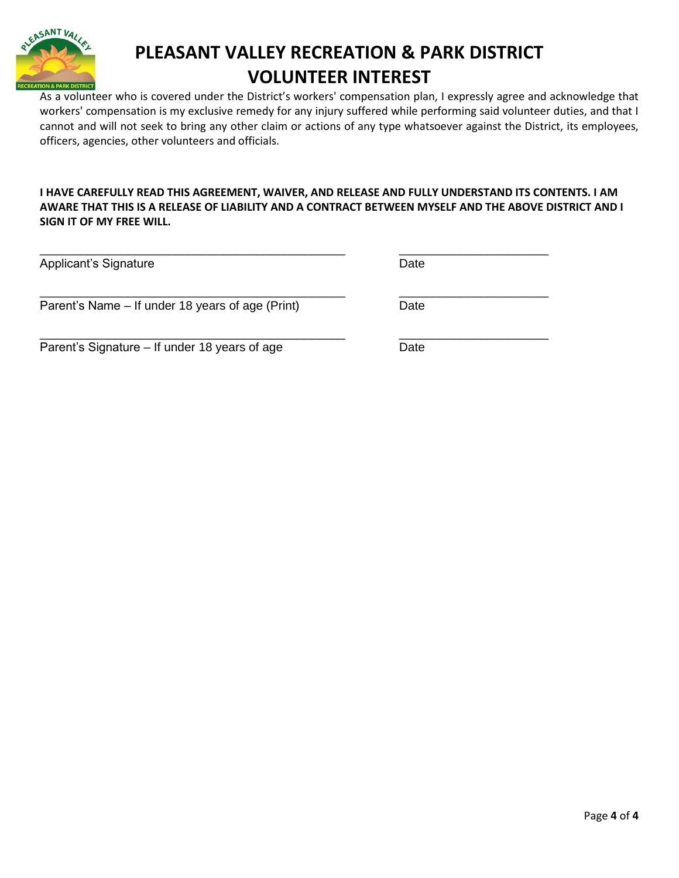# PLEASANT VALLEY RECREATION & PARK DISTRICT
# VOLUNTEER INTEREST

As a volunteer who is covered under the District's workers' compensation plan, I expressly agree and acknowledge that workers' compensation is my exclusive remedy for any injury suffered while performing said volunteer duties, and that I cannot and will not seek to bring any other claim or actions of any type whatsoever against the District, its employees, officers, agencies, other volunteers and officials.

**I HAVE CAREFULLY READ THIS AGREEMENT, WAIVER, AND RELEASE AND FULLY UNDERSTAND ITS CONTENTS. I AM AWARE THAT THIS IS A RELEASE OF LIABILITY AND A CONTRACT BETWEEN MYSELF AND THE ABOVE DISTRICT AND I SIGN IT OF MY FREE WILL.**

_______________________________________________ _______________________

Applicant's Signature Date

_______________________________________________ _______________________

Parent's Name – If under 18 years of age (Print) Date

_______________________________________________ _______________________

Parent's Signature – If under 18 years of age Date